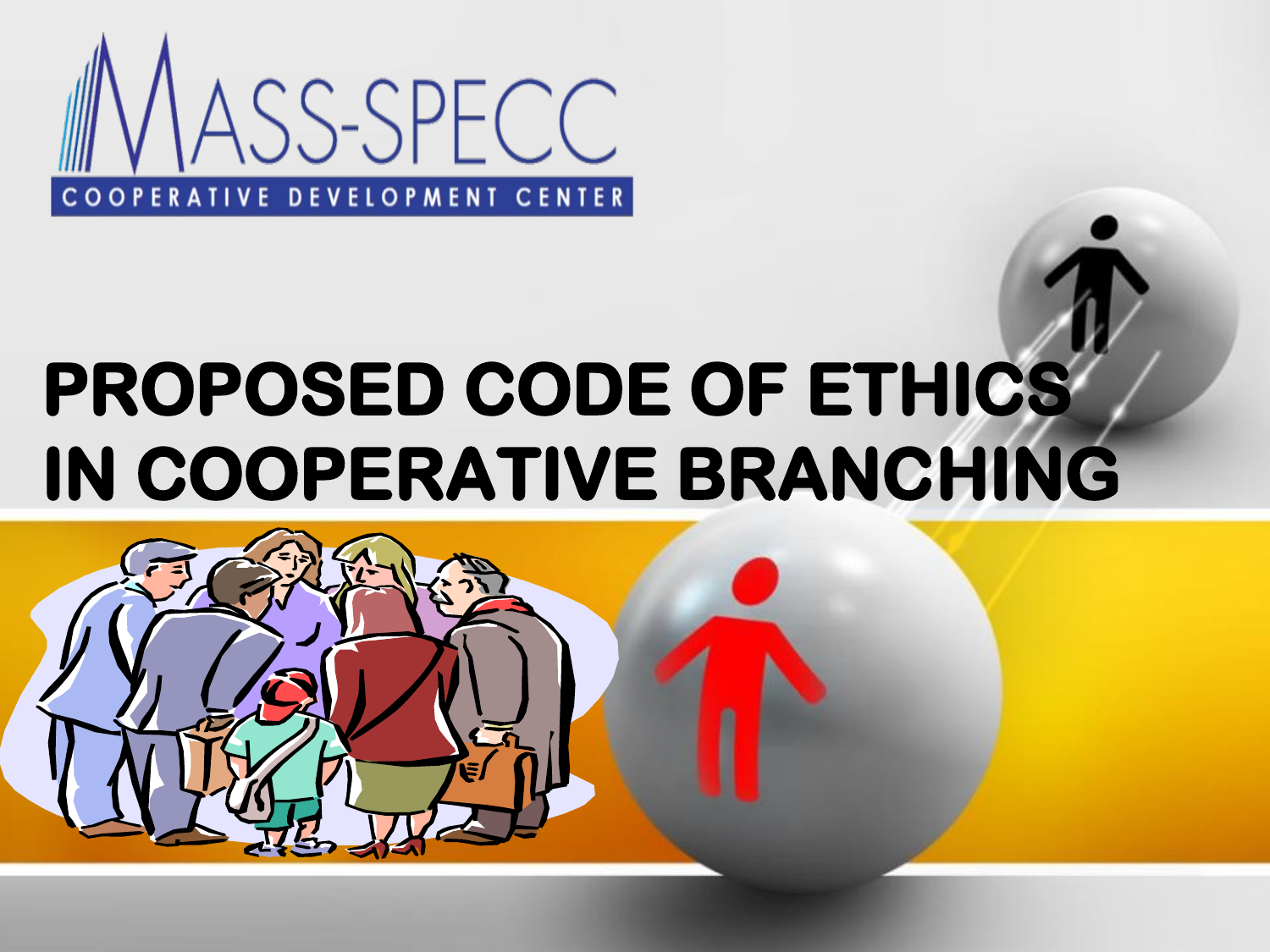MASS-SPECC

COOPERATIVE DEVELOPMENT CENTER

# PROPOSED CODE OF ETHICS IN COOPERATIVE BRANCHING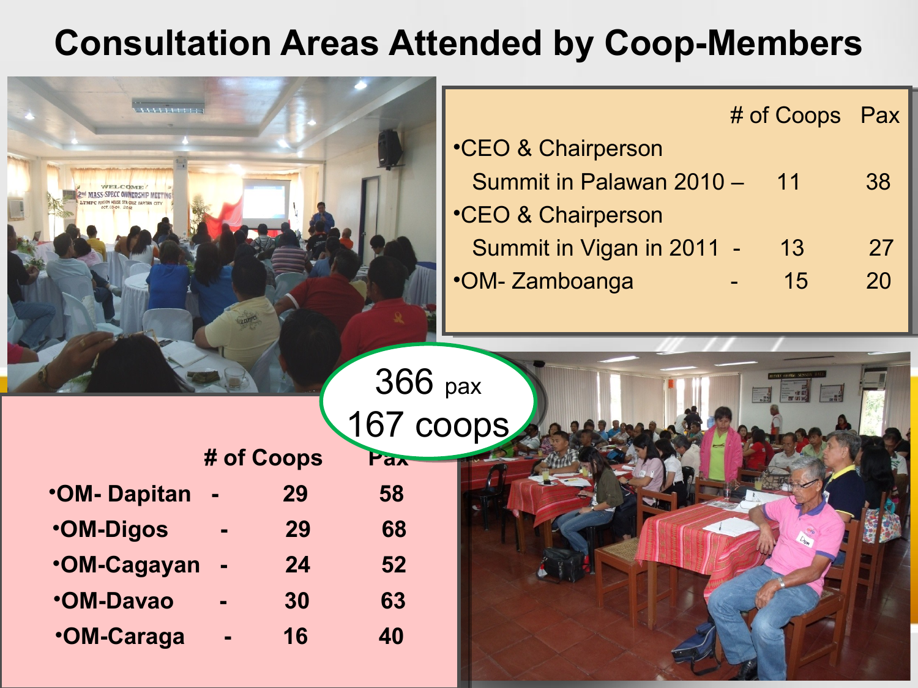# Consultation Areas Attended by Coop-Members

| | # of Coops | Pax |
|---|---|---|
| •CEO & Chairperson Summit in Palawan 2010 – | 11 | 38 |
| •CEO & Chairperson Summit in Vigan in 2011 - | 13 | 27 |
| •OM- Zamboanga - | 15 | 20 |

366 pax
167 coops

| | # of Coops | Pax |
|---|---|---|
| **•OM- Dapitan -** | **29** | **58** |
| **•OM-Digos -** | **29** | **68** |
| **•OM-Cagayan -** | **24** | **52** |
| **•OM-Davao -** | **30** | **63** |
| **•OM-Caraga -** | **16** | **40** |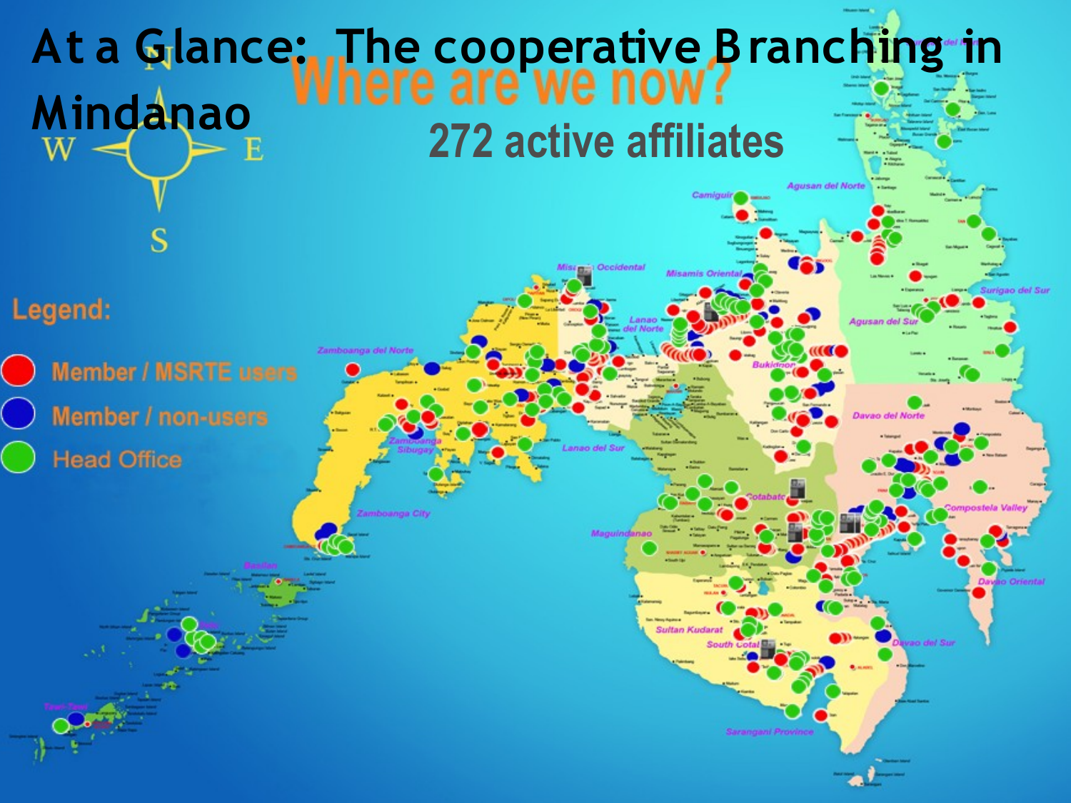# At a Glance: The cooperative Branching in Mindanao

## Where are we now?

### 272 active affiliates

**Legend:**

- Member / MSRTE users
- Member / non-users
- Head Office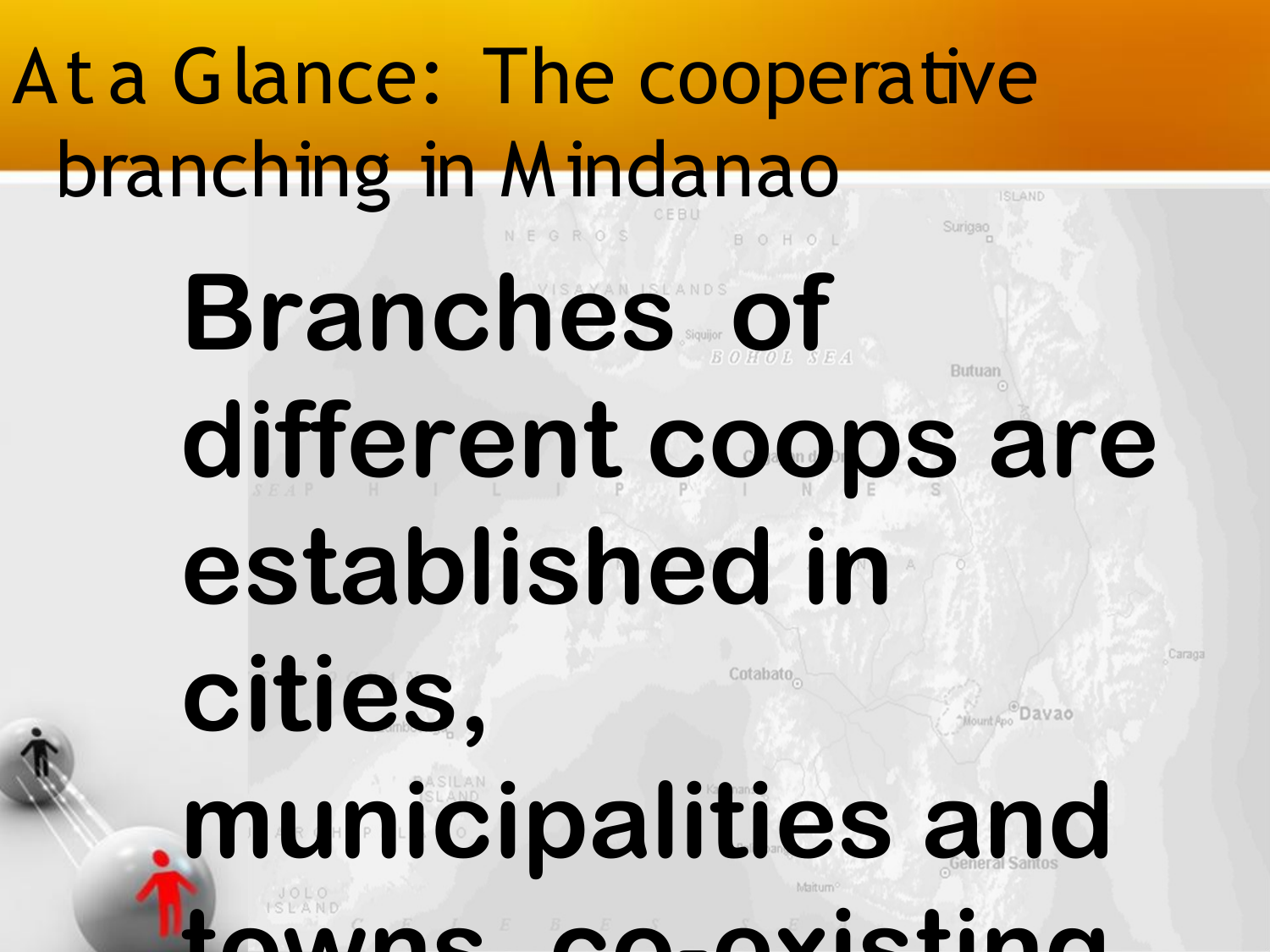# At a Glance: The cooperative branching in Mindanao

**Branches of different coops are established in cities, municipalities and towns, co-existing**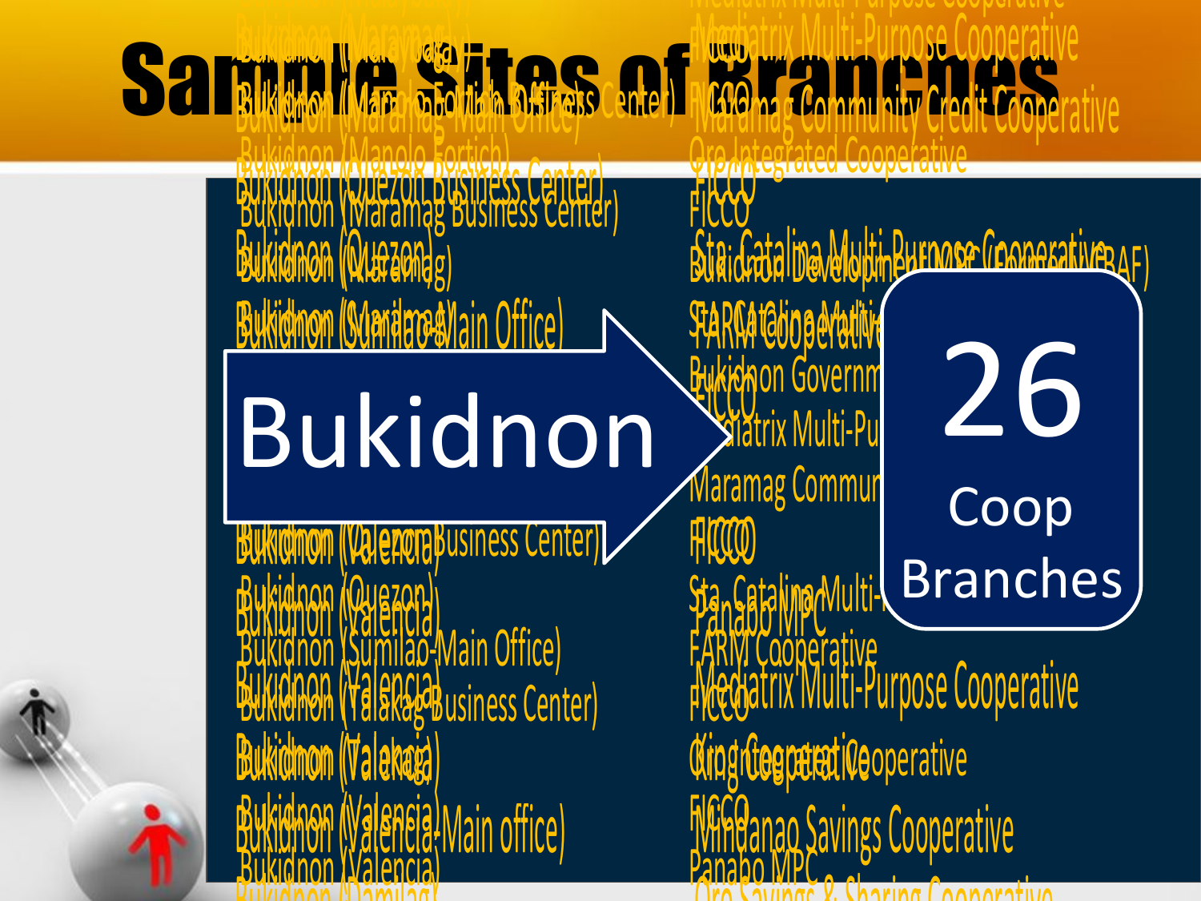# Sample Sites of Branches

Bukidnon

26 Coop Branches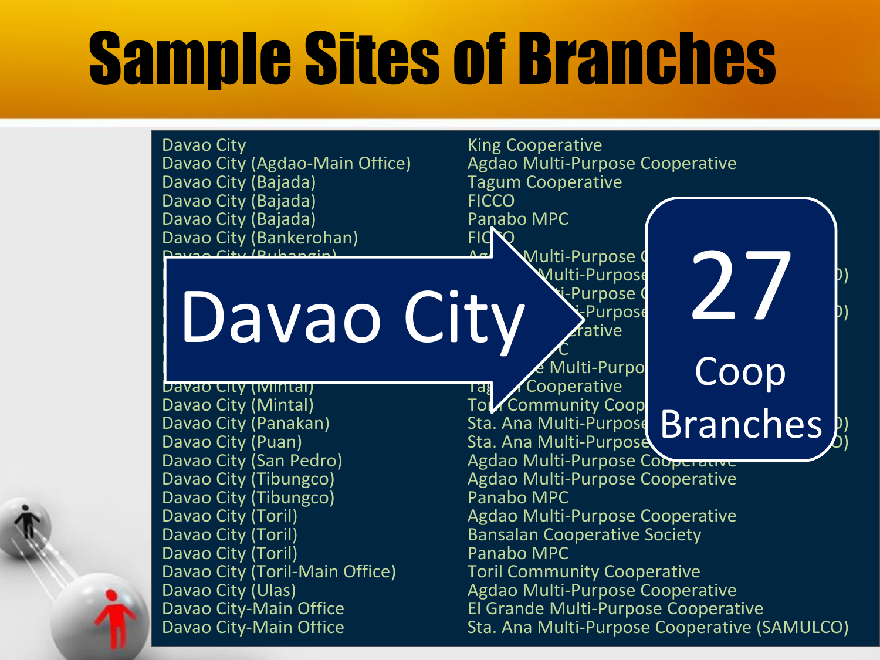# Sample Sites of Branches

| | |
|---|---|
| Davao City | King Cooperative |
| Davao City (Agdao-Main Office) | Agdao Multi-Purpose Cooperative |
| Davao City (Bajada) | Tagum Cooperative |
| Davao City (Bajada) | FICCO |
| Davao City (Bajada) | Panabo MPC |
| Davao City (Bankerohan) | FICCO |
| Davao City (Buhangin) | Agdao Multi-Purpose C |
| | Multi-Purpose ...) |
| | ...i-Purpose C |
| | ...i-Purpose ...) |
| | ...rative |
| | ...C |
| | ...e Multi-Purpo |
| Davao City (Mintal) | Tag... Cooperative |
| Davao City (Mintal) | Toril Community Coop |
| Davao City (Panakan) | Sta. Ana Multi-Purpose ...) |
| Davao City (Puan) | Sta. Ana Multi-Purpose ...) |
| Davao City (San Pedro) | Agdao Multi-Purpose Cooperative |
| Davao City (Tibungco) | Agdao Multi-Purpose Cooperative |
| Davao City (Tibungco) | Panabo MPC |
| Davao City (Toril) | Agdao Multi-Purpose Cooperative |
| Davao City (Toril) | Bansalan Cooperative Society |
| Davao City (Toril) | Panabo MPC |
| Davao City (Toril-Main Office) | Toril Community Cooperative |
| Davao City (Ulas) | Agdao Multi-Purpose Cooperative |
| Davao City-Main Office | El Grande Multi-Purpose Cooperative |
| Davao City-Main Office | Sta. Ana Multi-Purpose Cooperative (SAMULCO) |

Davao City

27 Coop Branches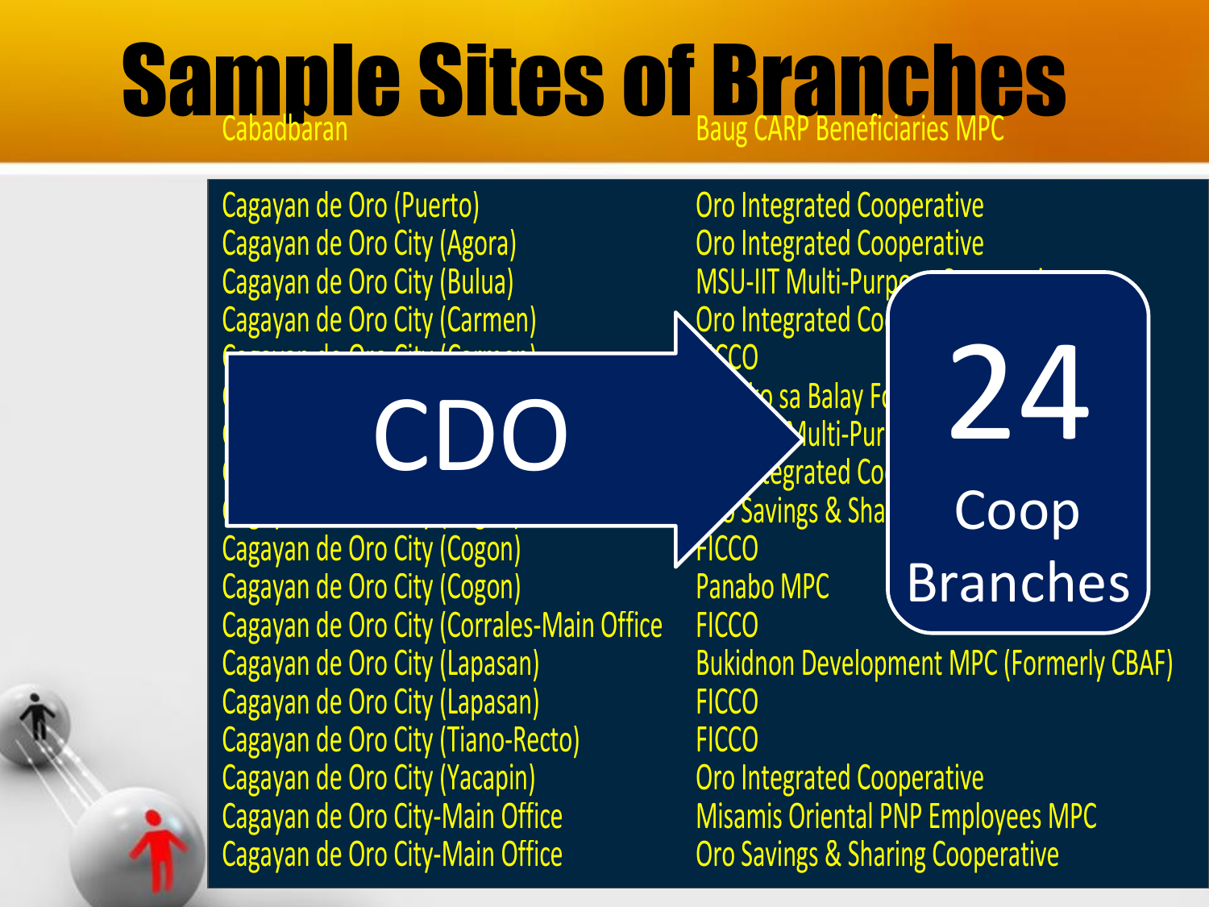# Sample Sites of Branches

| Cabadbaran | Baug CARP Beneficiaries MPC |
| --- | --- |
| Cagayan de Oro (Puerto) | Oro Integrated Cooperative |
| Cagayan de Oro City (Agora) | Oro Integrated Cooperative |
| Cagayan de Oro City (Bulua) | MSU-IIT Multi-Purp |
| Cagayan de Oro City (Carmen) | Oro Integrated Co |
| | CCO |
| | sa Balay F |
| | Multi-Pur |
| | egrated Co |
| | Savings & Sha |
| Cagayan de Oro City (Cogon) | FICCO |
| Cagayan de Oro City (Cogon) | Panabo MPC |
| Cagayan de Oro City (Corrales-Main Office | FICCO |
| Cagayan de Oro City (Lapasan) | Bukidnon Development MPC (Formerly CBAF) |
| Cagayan de Oro City (Lapasan) | FICCO |
| Cagayan de Oro City (Tiano-Recto) | FICCO |
| Cagayan de Oro City (Yacapin) | Oro Integrated Cooperative |
| Cagayan de Oro City-Main Office | Misamis Oriental PNP Employees MPC |
| Cagayan de Oro City-Main Office | Oro Savings & Sharing Cooperative |

CDO → 24 Coop Branches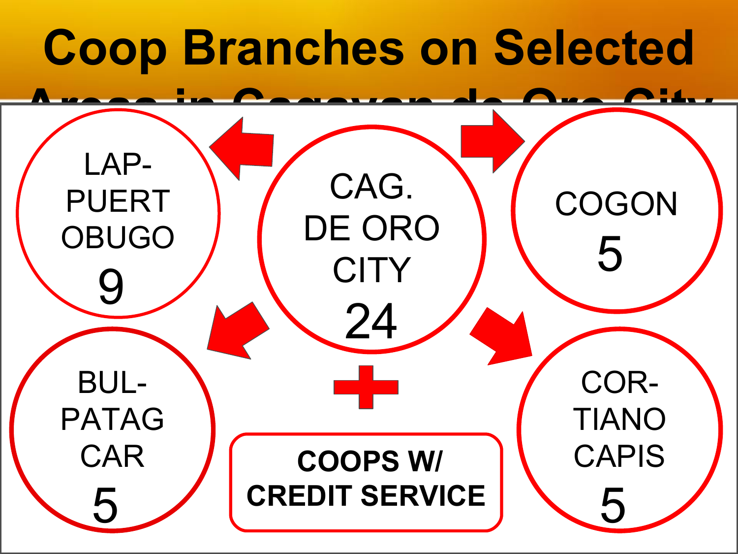# Coop Branches on Selected Areas in Cagayan de Oro City

CAG. DE ORO CITY
24

LAP-PUERTOBUGO
9

COGON
5

BUL-PATAGCAR
5

COR-TIANOCAPIS
5

+

**COOPS W/ CREDIT SERVICE**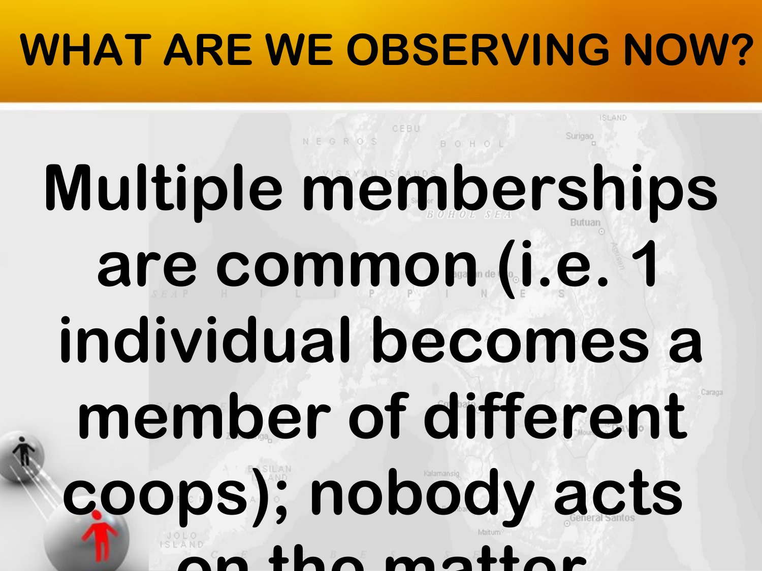# WHAT ARE WE OBSERVING NOW?

**Multiple memberships are common (i.e. 1 individual becomes a member of different coops); nobody acts on the matter**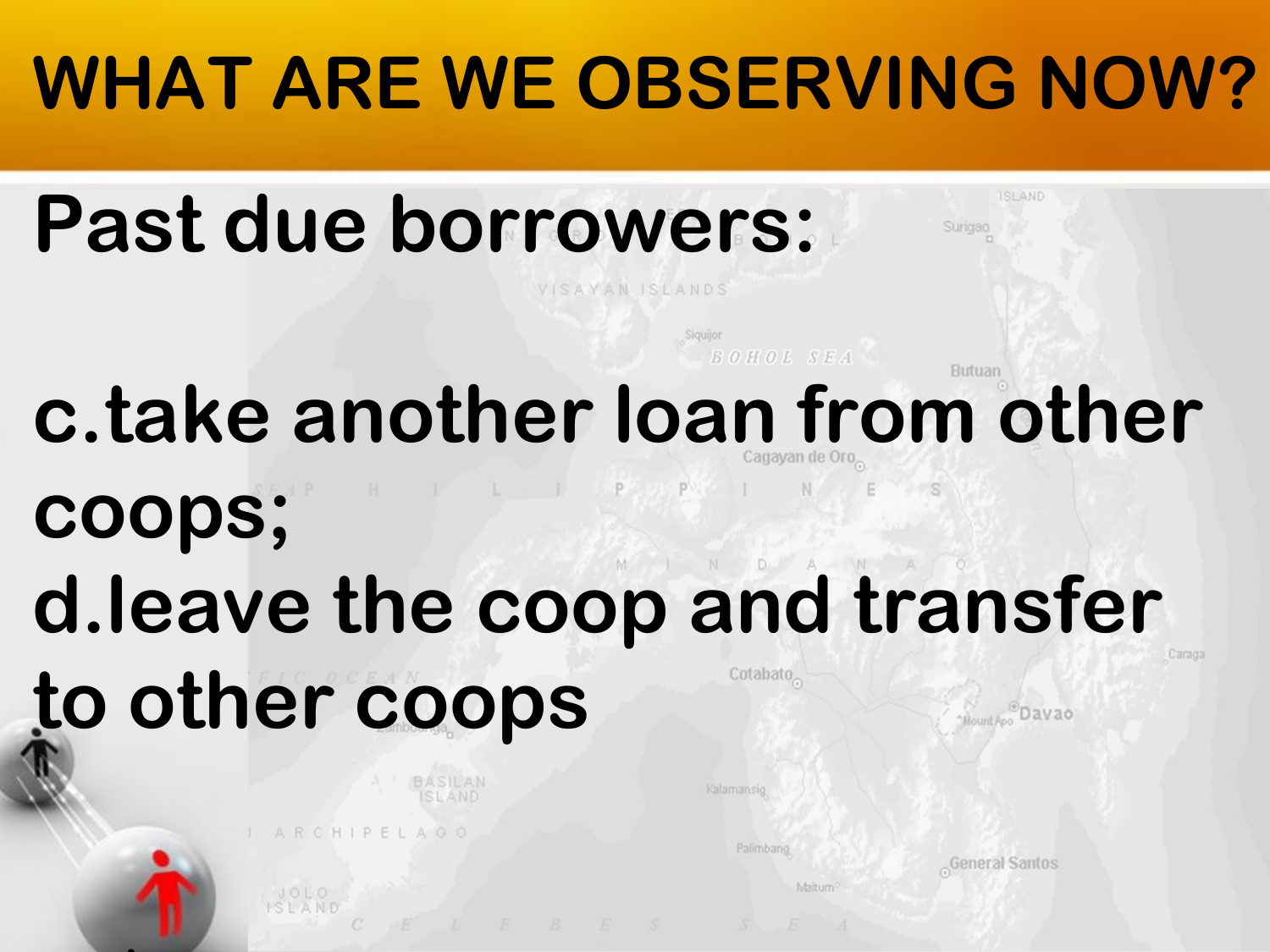# WHAT ARE WE OBSERVING NOW?

**Past due borrowers:**

c. take another loan from other coops;

d. leave the coop and transfer to other coops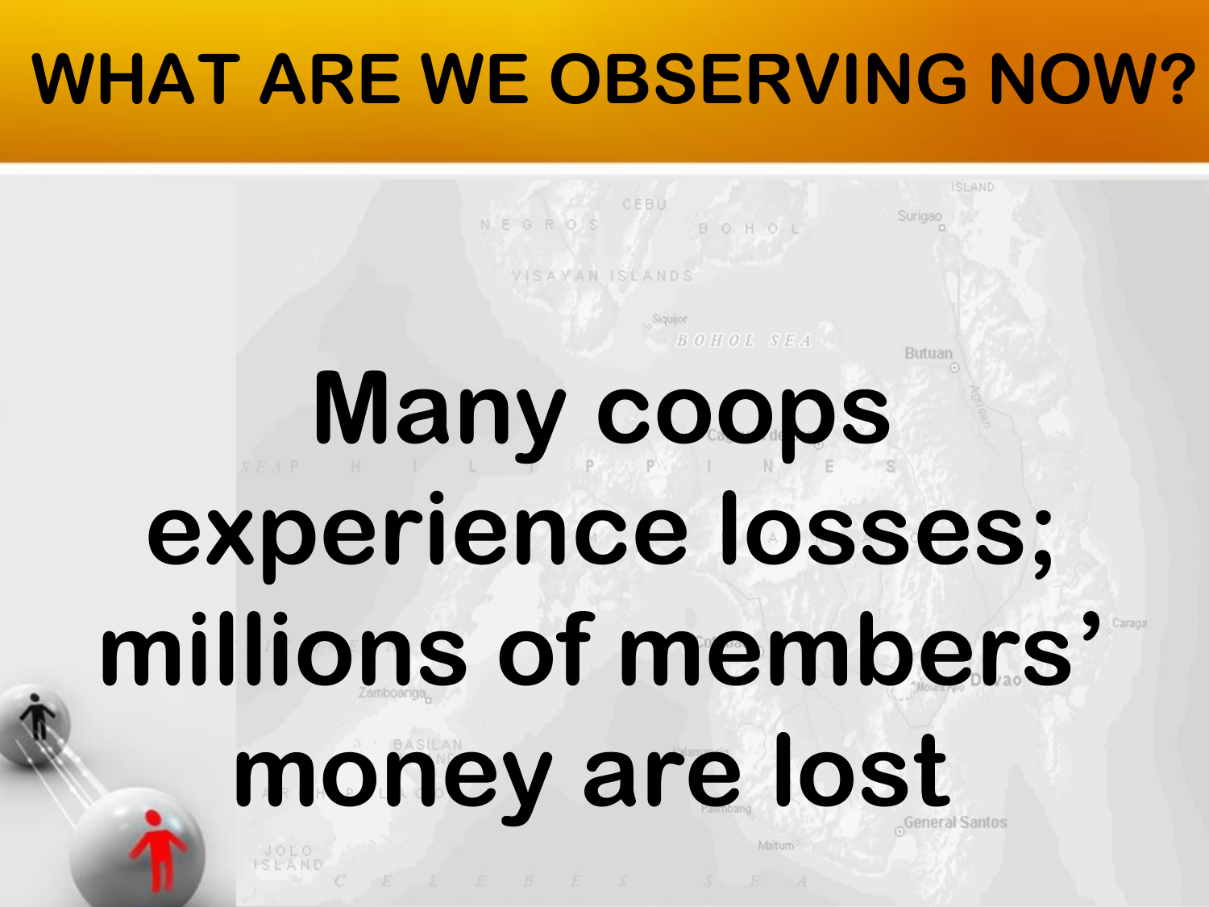# WHAT ARE WE OBSERVING NOW?

**Many coops experience losses; millions of members' money are lost**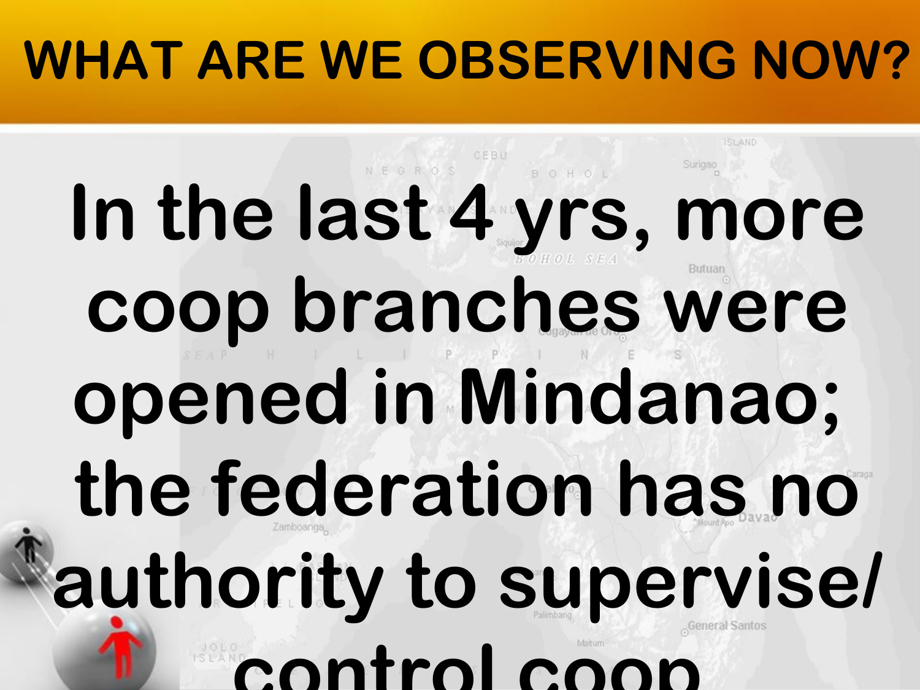# WHAT ARE WE OBSERVING NOW?

In the last 4 yrs, more coop branches were opened in Mindanao; the federation has no authority to supervise/ control coop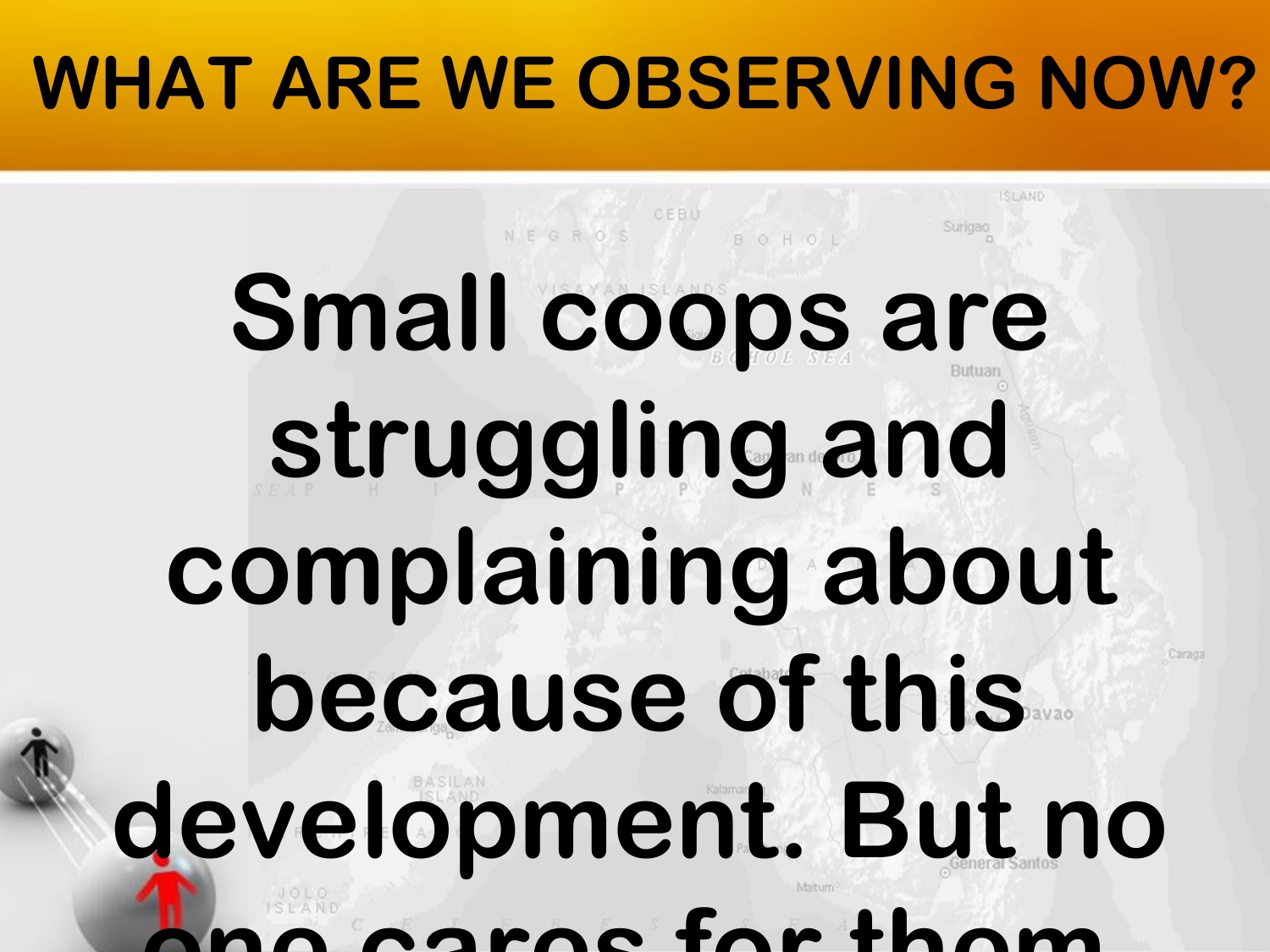# WHAT ARE WE OBSERVING NOW?

Small coops are struggling and complaining about because of this development. But no one cares for them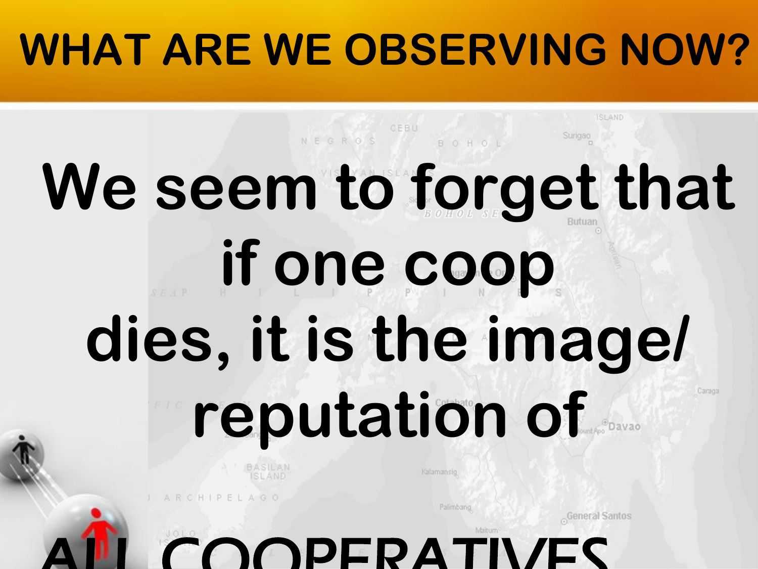# WHAT ARE WE OBSERVING NOW?

**We seem to forget that if one coop dies, it is the image/ reputation of**

**ALL COOPERATIVES**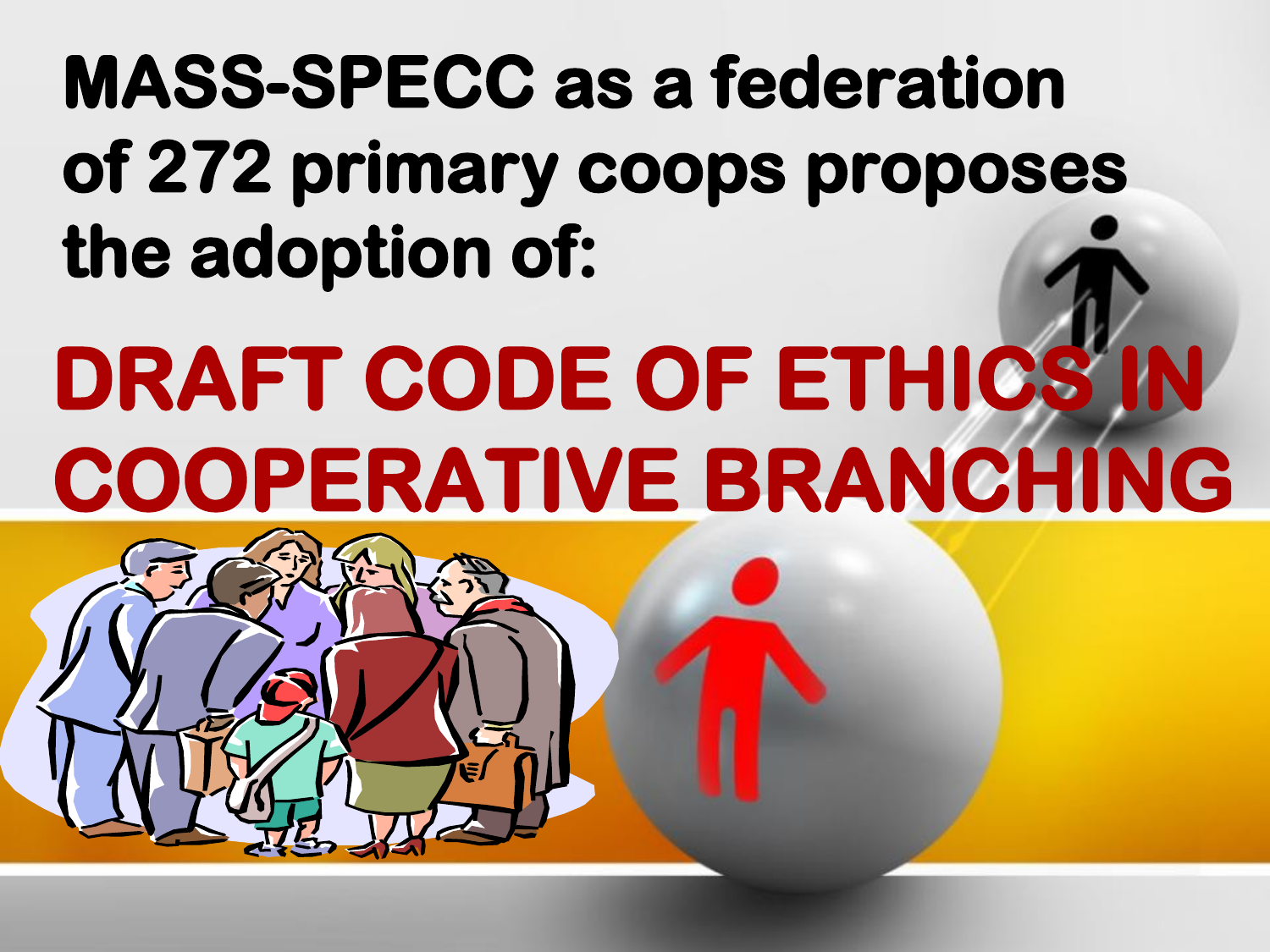**MASS-SPECC as a federation of 272 primary coops proposes the adoption of:**

# DRAFT CODE OF ETHICS IN COOPERATIVE BRANCHING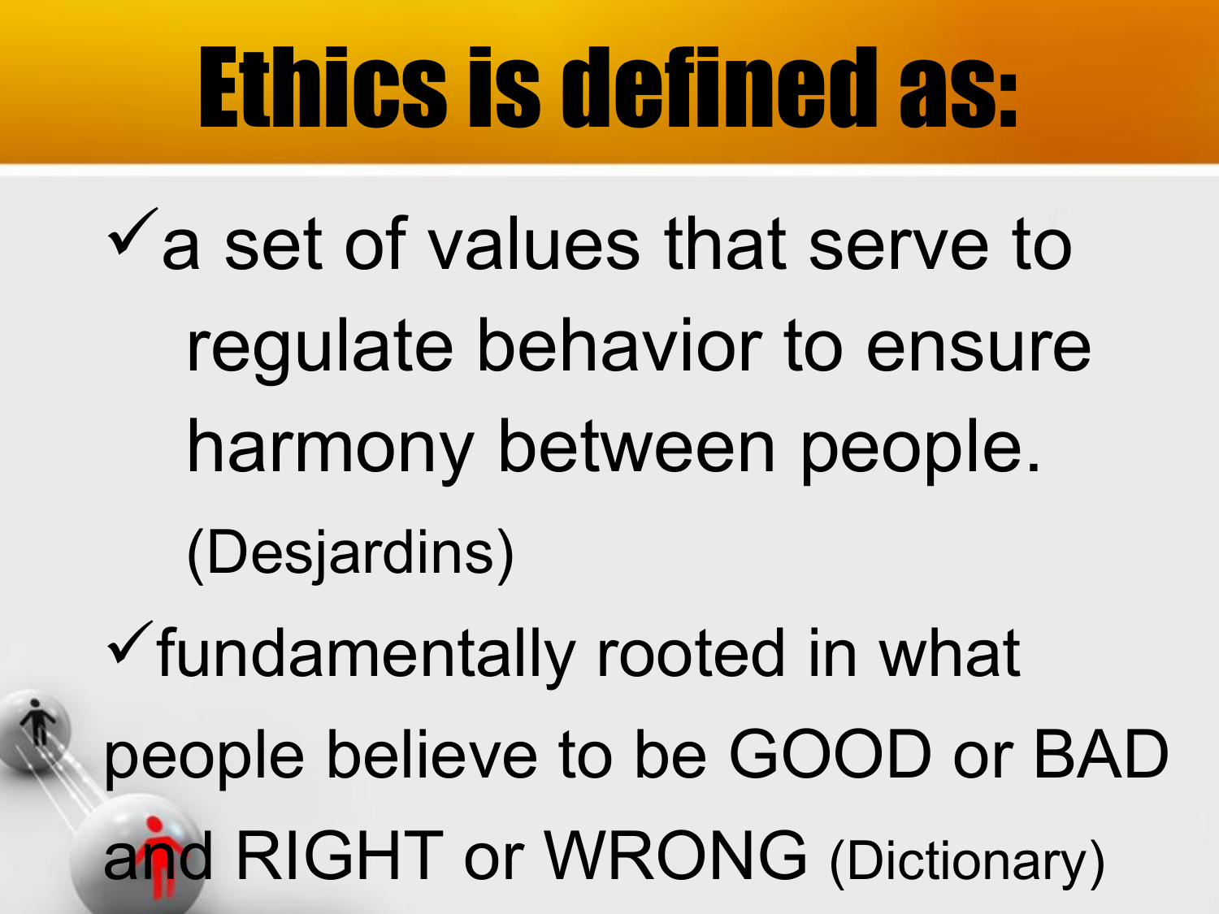# Ethics is defined as:

- ✓a set of values that serve to regulate behavior to ensure harmony between people. (Desjardins)
- ✓fundamentally rooted in what people believe to be GOOD or BAD and RIGHT or WRONG (Dictionary)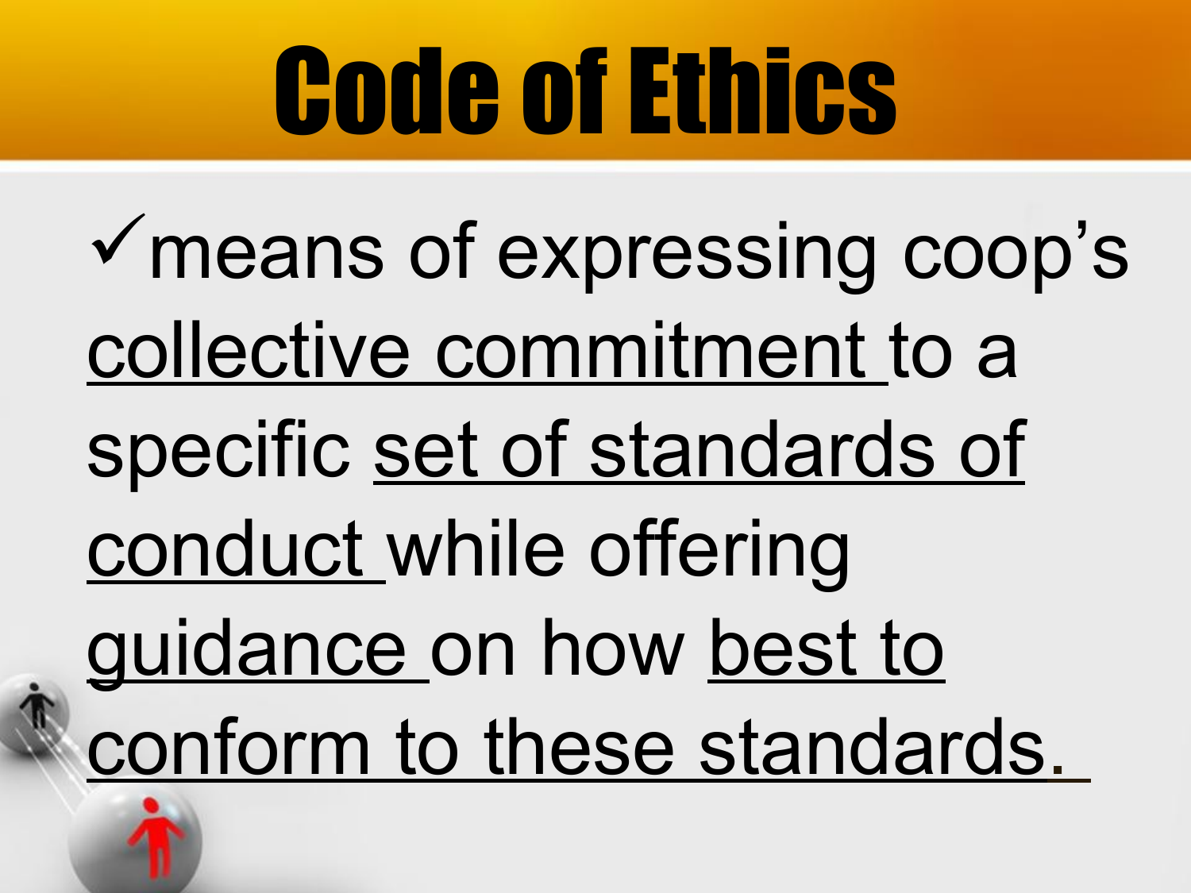# Code of Ethics

- ✓means of expressing coop's <u>collective commitment</u> to a specific <u>set of standards of conduct</u> while offering <u>guidance</u> on how <u>best to conform to these standards.</u>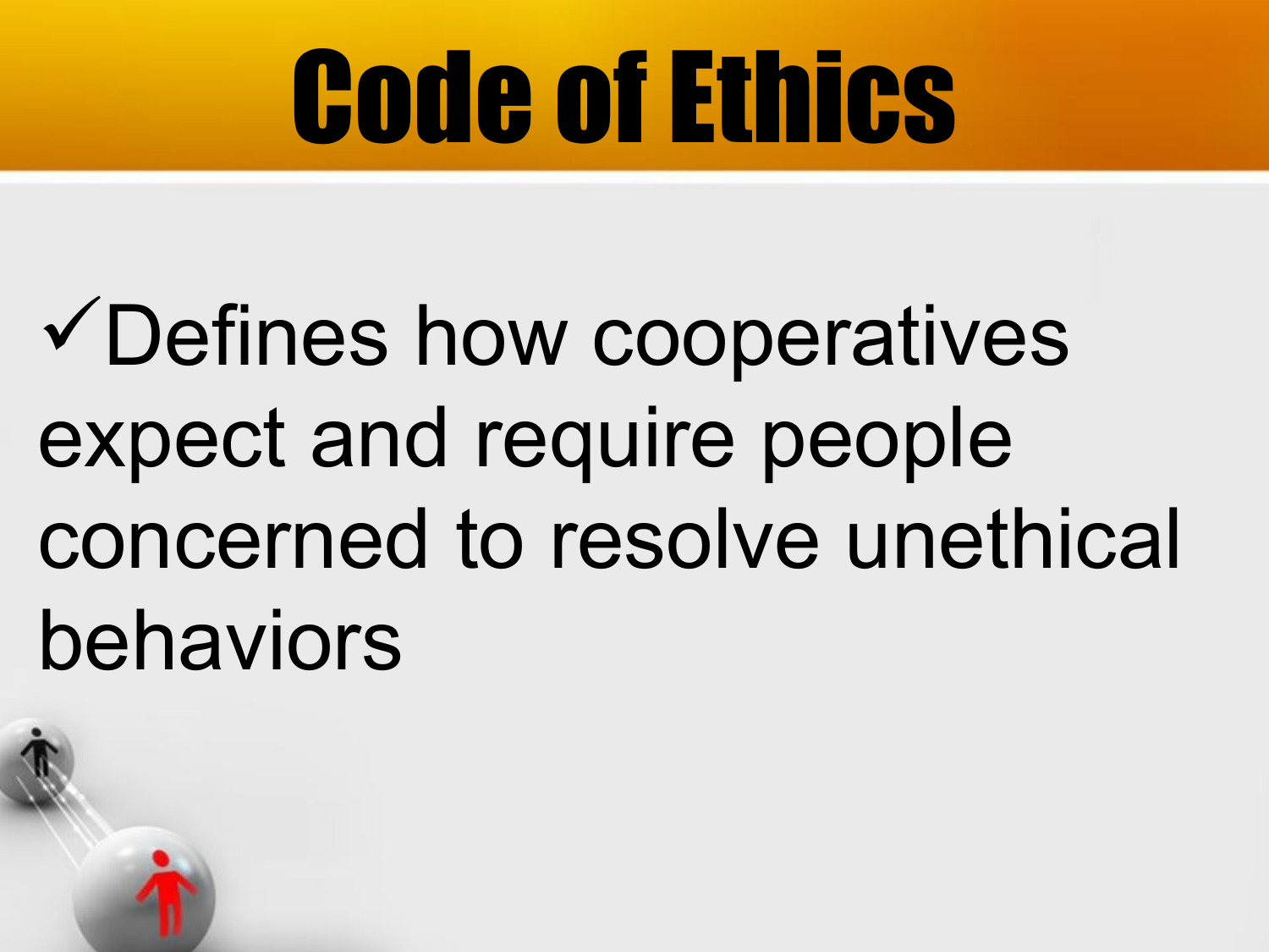# Code of Ethics

- ✓Defines how cooperatives expect and require people concerned to resolve unethical behaviors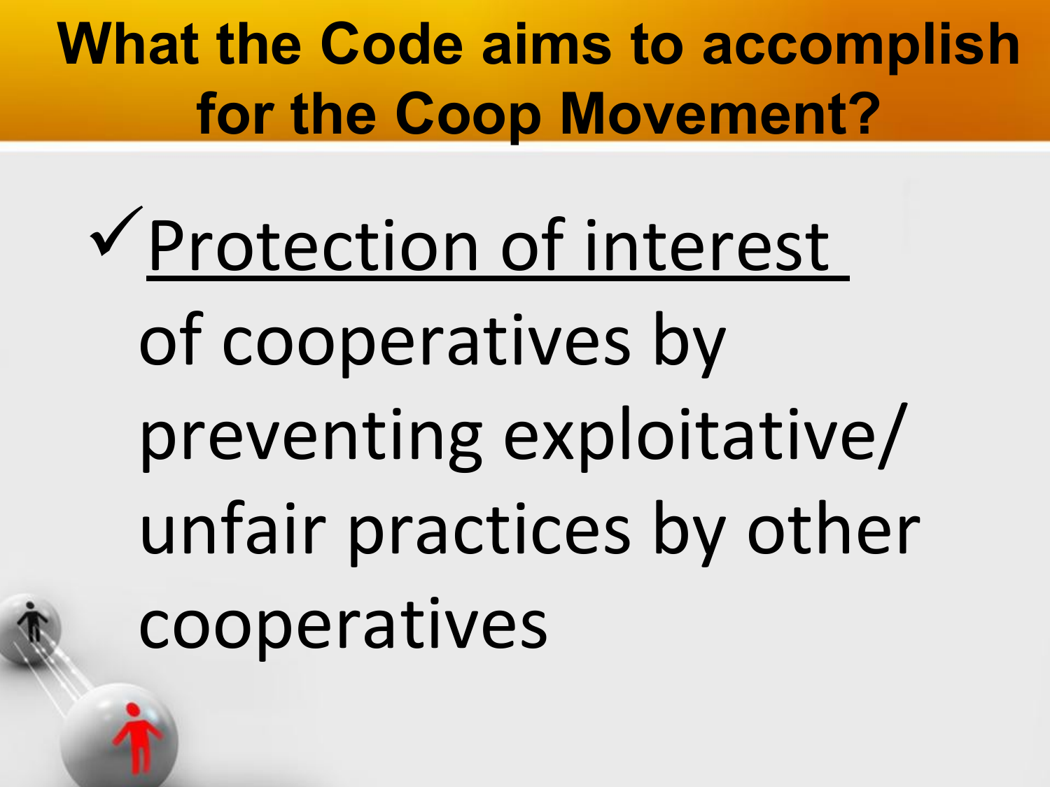# What the Code aims to accomplish for the Coop Movement?

- ✓ Protection of interest of cooperatives by preventing exploitative/ unfair practices by other cooperatives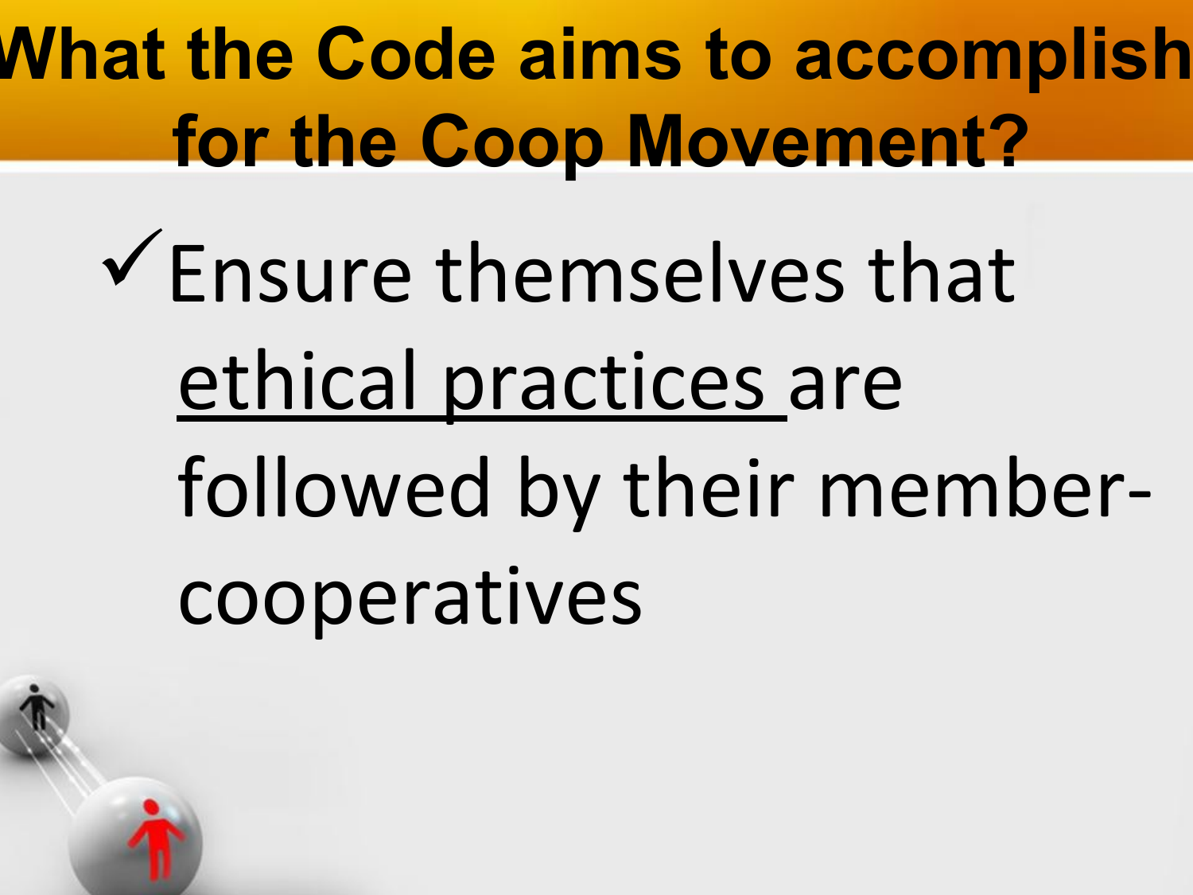# What the Code aims to accomplish for the Coop Movement?

- ✓Ensure themselves that <u>ethical practices</u> are followed by their member-cooperatives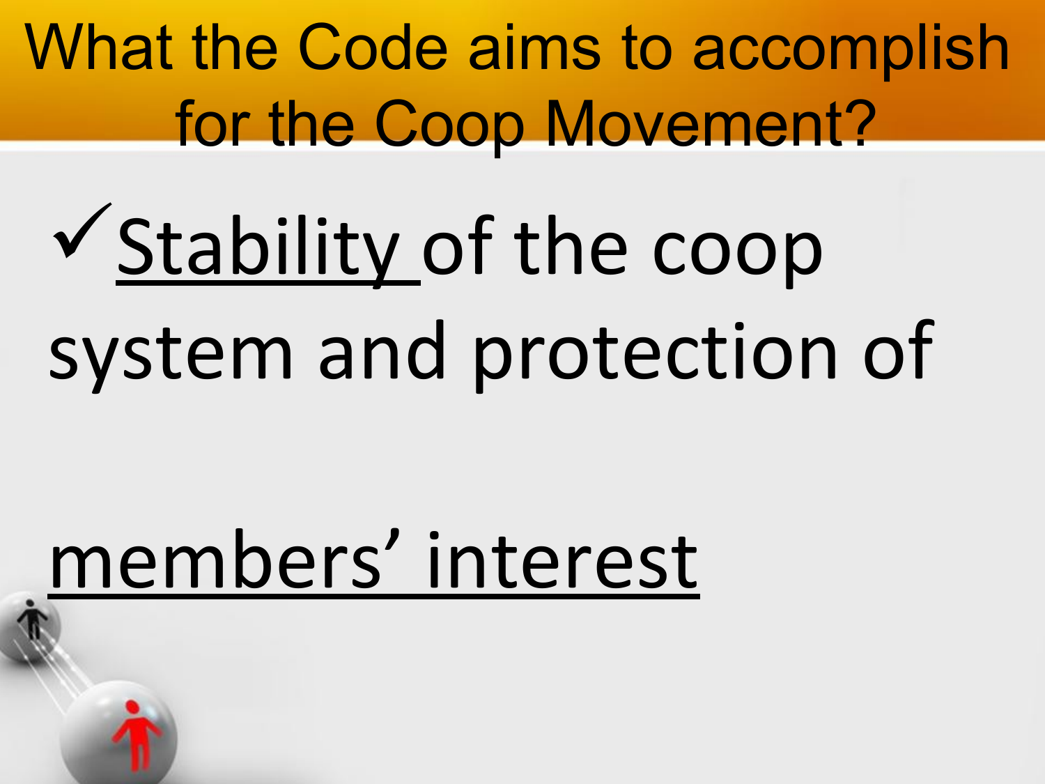# What the Code aims to accomplish for the Coop Movement?

- ✓ <u>Stability</u> of the coop system and protection of <u>members' interest</u>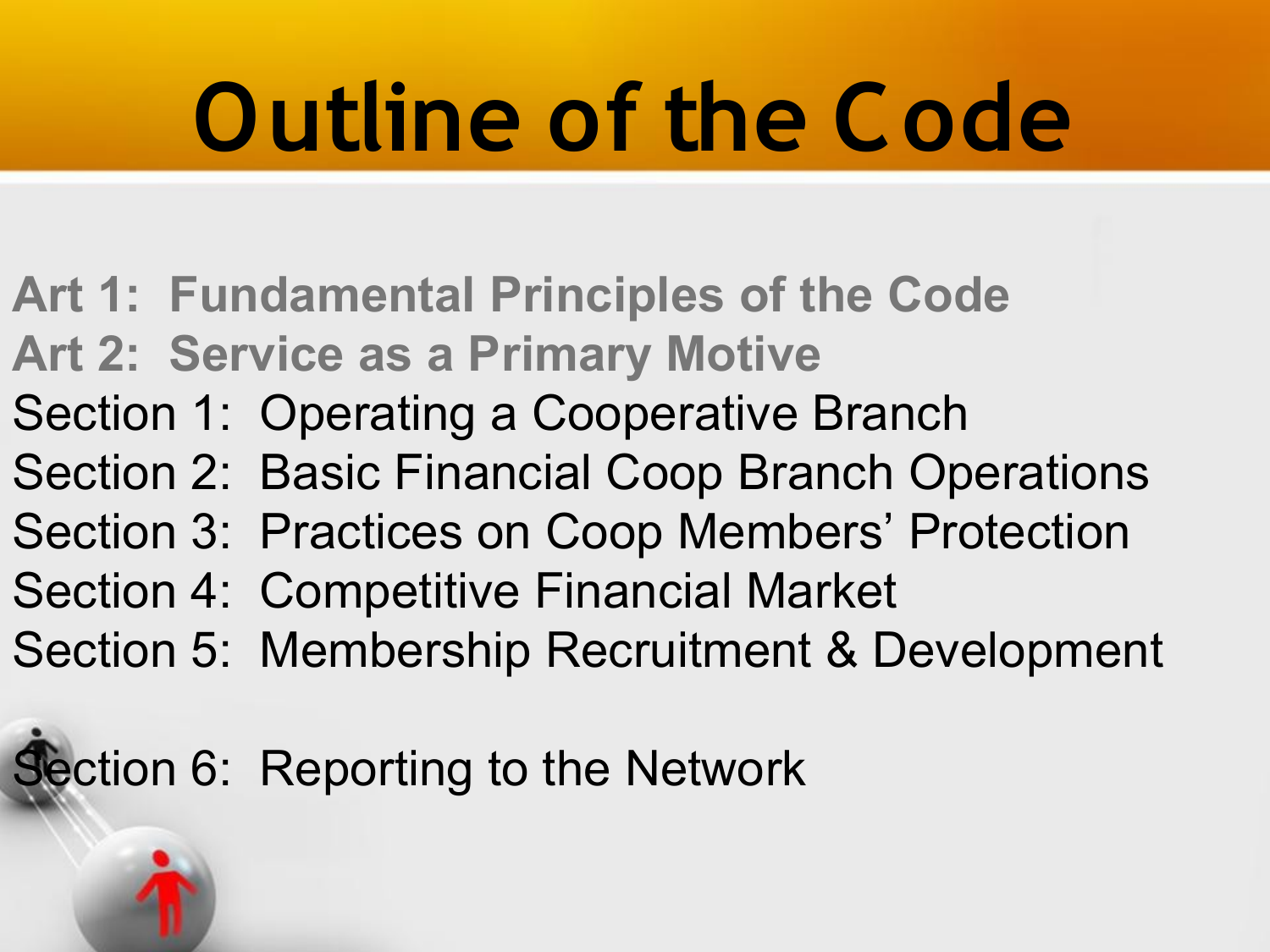# Outline of the Code

**Art 1: Fundamental Principles of the Code**
**Art 2: Service as a Primary Motive**
Section 1: Operating a Cooperative Branch
Section 2: Basic Financial Coop Branch Operations
Section 3: Practices on Coop Members' Protection
Section 4: Competitive Financial Market
Section 5: Membership Recruitment & Development

Section 6: Reporting to the Network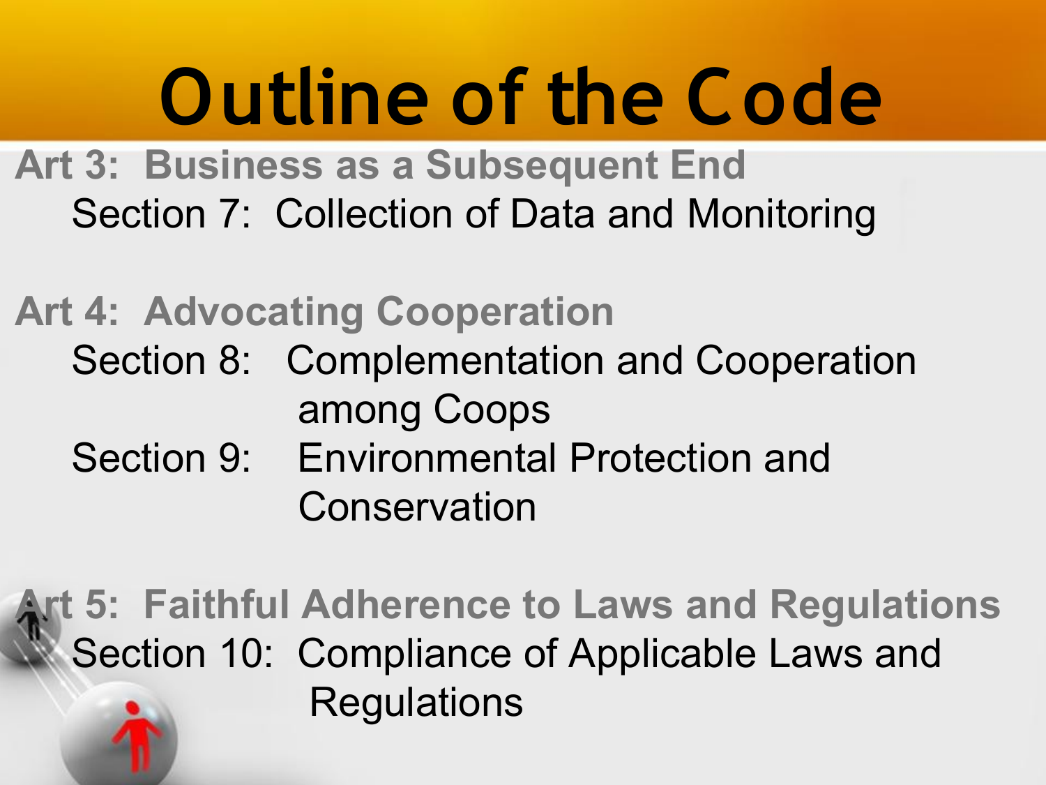# Outline of the Code

**Art 3: Business as a Subsequent End**

Section 7: Collection of Data and Monitoring

**Art 4: Advocating Cooperation**

Section 8: Complementation and Cooperation among Coops

Section 9: Environmental Protection and Conservation

**Art 5: Faithful Adherence to Laws and Regulations**

Section 10: Compliance of Applicable Laws and Regulations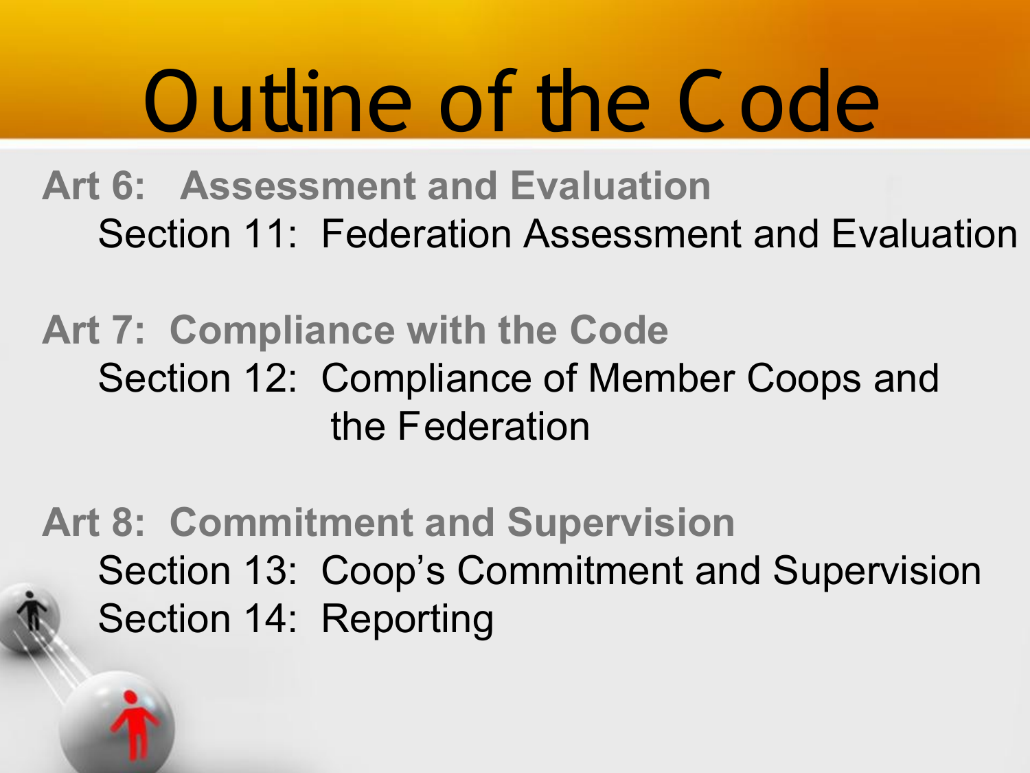# Outline of the Code

**Art 6: Assessment and Evaluation**

Section 11: Federation Assessment and Evaluation

**Art 7: Compliance with the Code**

Section 12: Compliance of Member Coops and the Federation

**Art 8: Commitment and Supervision**

Section 13: Coop's Commitment and Supervision

Section 14: Reporting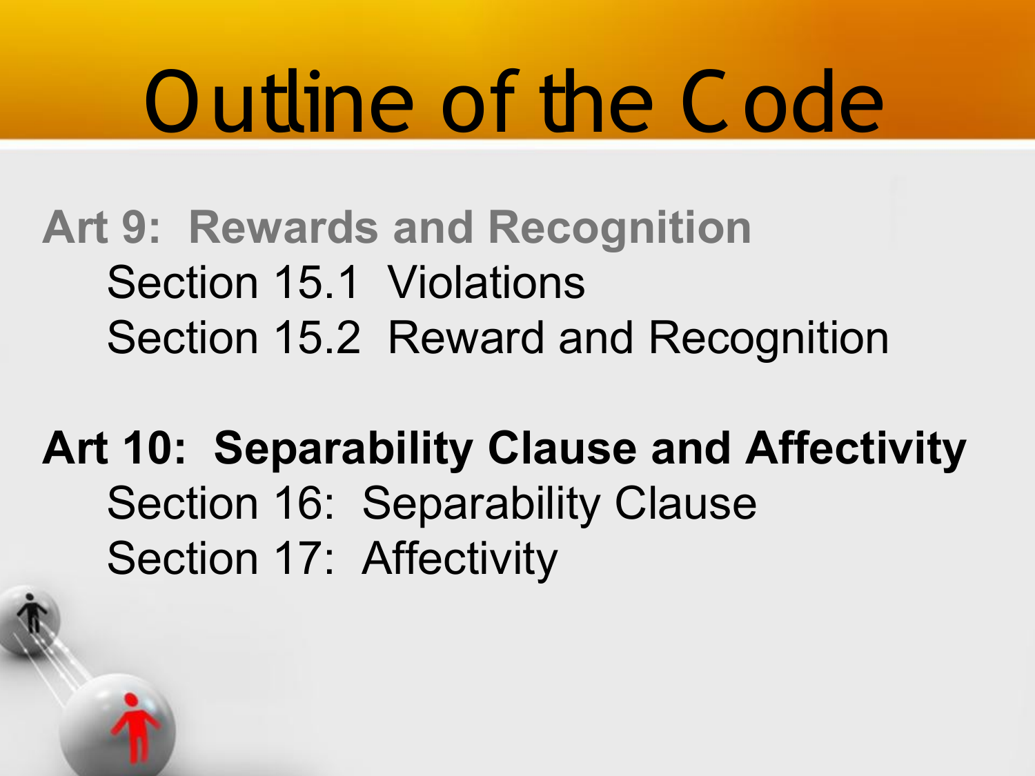# Outline of the Code

**Art 9: Rewards and Recognition**

Section 15.1 Violations

Section 15.2 Reward and Recognition

**Art 10: Separability Clause and Affectivity**

Section 16: Separability Clause

Section 17: Affectivity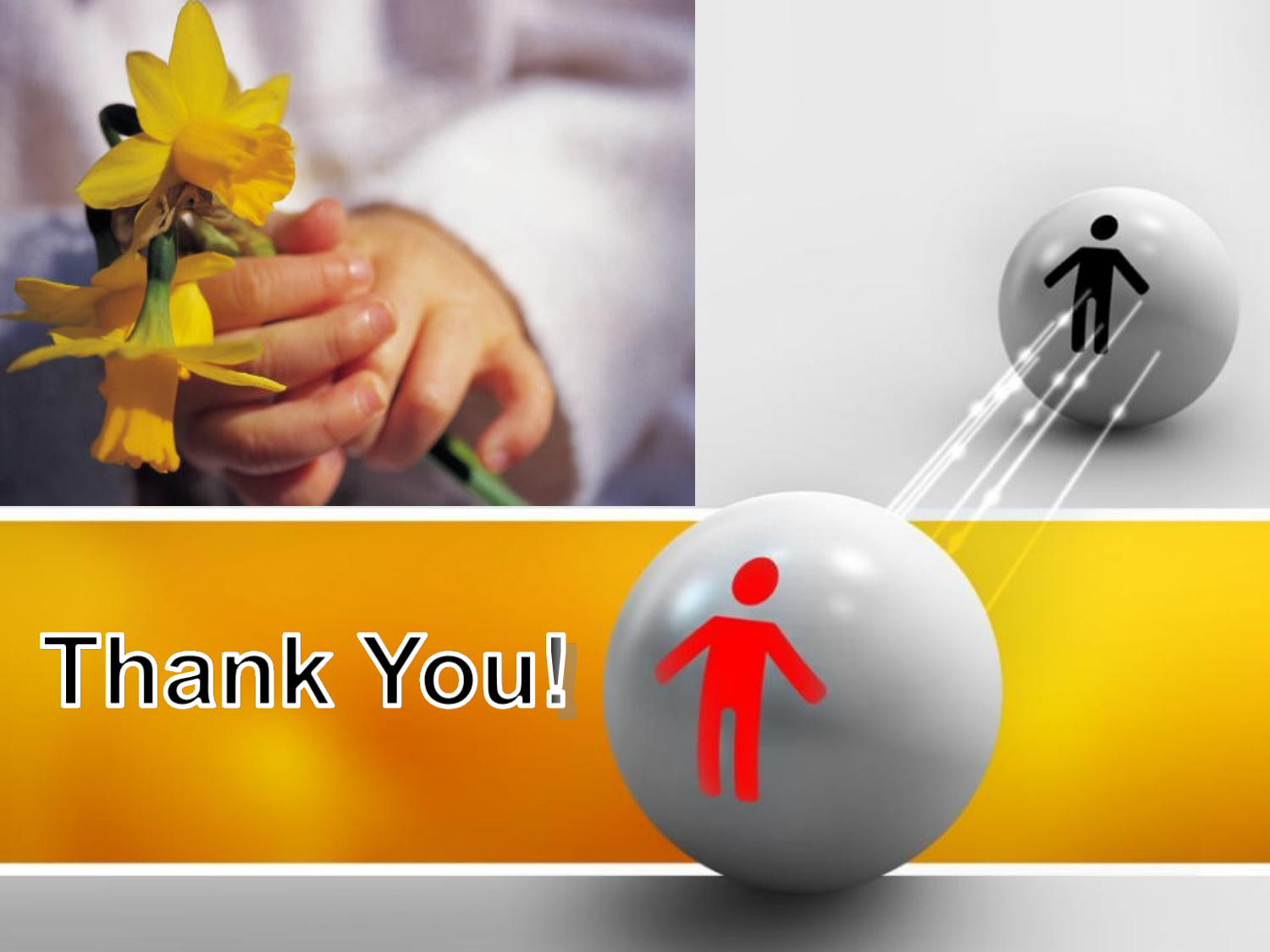# Thank You!